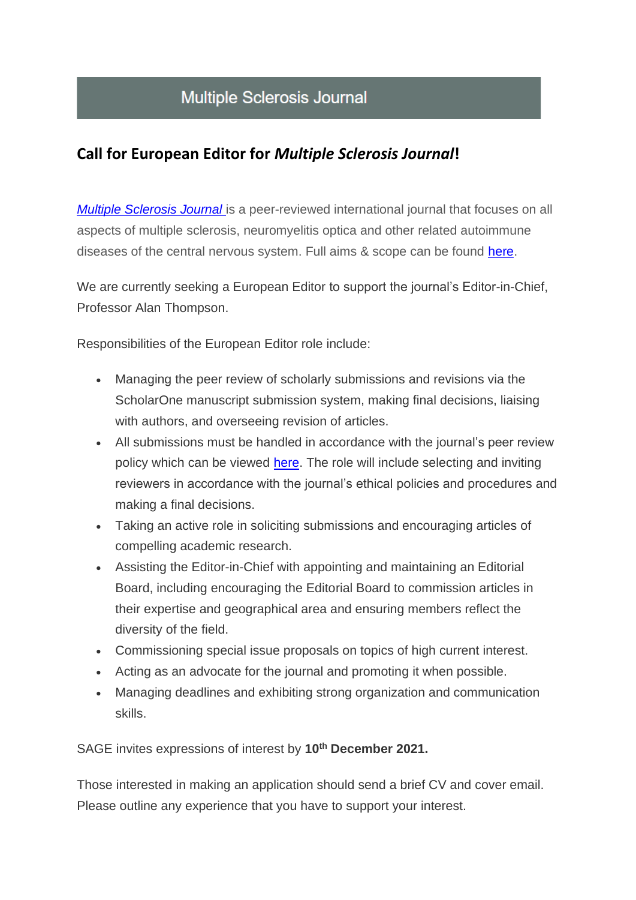# Multiple Sclerosis Journal

## Call for European Editor for *Multiple Sclerosis Journal*!

*Multiple Sclerosis Journal* is a peer-reviewed international journal that focuses on all aspects of multiple sclerosis, neuromyelitis optica and other related autoimmune diseases of the central nervous system. Full aims & scope can be found here.

We are currently seeking a European Editor to support the journal's Editor-in-Chief, Professor Alan Thompson.

Responsibilities of the European Editor role include:

- Managing the peer review of scholarly submissions and revisions via the ScholarOne manuscript submission system, making final decisions, liaising with authors, and overseeing revision of articles.
- All submissions must be handled in accordance with the journal's peer review policy which can be viewed here. The role will include selecting and inviting reviewers in accordance with the journal's ethical policies and procedures and making a final decisions.
- Taking an active role in soliciting submissions and encouraging articles of compelling academic research.
- Assisting the Editor-in-Chief with appointing and maintaining an Editorial Board, including encouraging the Editorial Board to commission articles in their expertise and geographical area and ensuring members reflect the diversity of the field.
- Commissioning special issue proposals on topics of high current interest.
- Acting as an advocate for the journal and promoting it when possible.
- Managing deadlines and exhibiting strong organization and communication skills.

SAGE invites expressions of interest by **10th December 2021.**

Those interested in making an application should send a brief CV and cover email. Please outline any experience that you have to support your interest.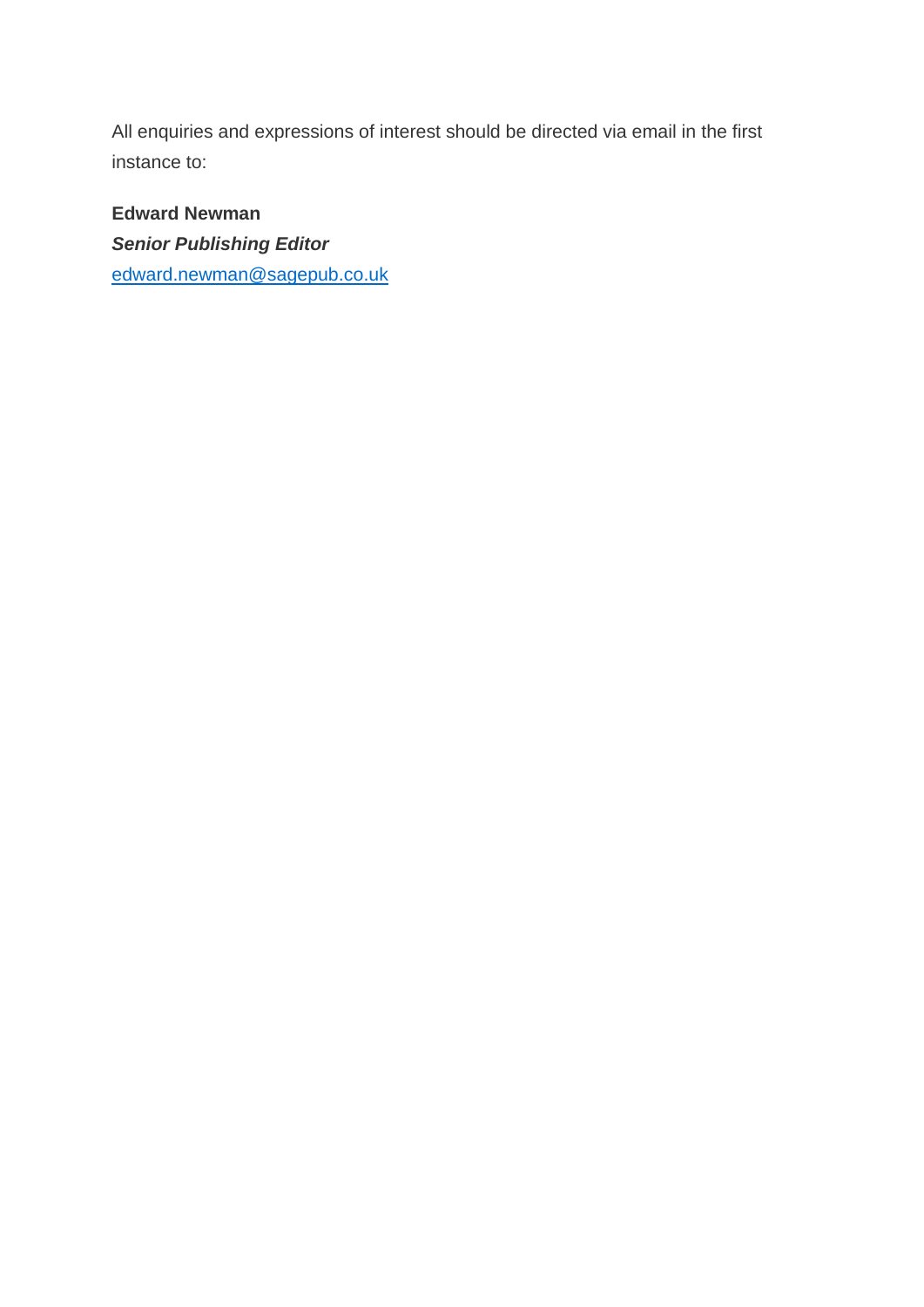All enquiries and expressions of interest should be directed via email in the first instance to:

**Edward Newman**
***Senior Publishing Editor***
edward.newman@sagepub.co.uk